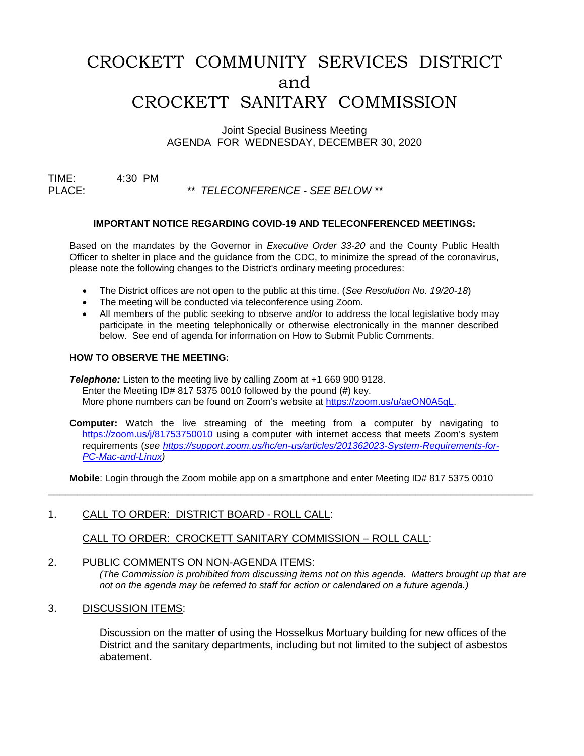# CROCKETT COMMUNITY SERVICES DISTRICT
# and
# CROCKETT SANITARY COMMISSION

Joint Special Business Meeting
AGENDA FOR WEDNESDAY, DECEMBER 30, 2020

TIME: 4:30 PM
PLACE: *\*\* TELECONFERENCE - SEE BELOW \*\**

**IMPORTANT NOTICE REGARDING COVID-19 AND TELECONFERENCED MEETINGS:**

Based on the mandates by the Governor in *Executive Order 33-20* and the County Public Health Officer to shelter in place and the guidance from the CDC, to minimize the spread of the coronavirus, please note the following changes to the District's ordinary meeting procedures:

- The District offices are not open to the public at this time. (*See Resolution No. 19/20-18*)
- The meeting will be conducted via teleconference using Zoom.
- All members of the public seeking to observe and/or to address the local legislative body may participate in the meeting telephonically or otherwise electronically in the manner described below. See end of agenda for information on How to Submit Public Comments.

**HOW TO OBSERVE THE MEETING:**

***Telephone:*** Listen to the meeting live by calling Zoom at +1 669 900 9128.
Enter the Meeting ID# 817 5375 0010 followed by the pound (#) key.
More phone numbers can be found on Zoom's website at https://zoom.us/u/aeON0A5qL.

**Computer:** Watch the live streaming of the meeting from a computer by navigating to https://zoom.us/j/81753750010 using a computer with internet access that meets Zoom's system requirements (*see https://support.zoom.us/hc/en-us/articles/201362023-System-Requirements-for-PC-Mac-and-Linux)*

**Mobile**: Login through the Zoom mobile app on a smartphone and enter Meeting ID# 817 5375 0010

---

1. CALL TO ORDER: DISTRICT BOARD - ROLL CALL:

   CALL TO ORDER: CROCKETT SANITARY COMMISSION – ROLL CALL:

2. PUBLIC COMMENTS ON NON-AGENDA ITEMS:
   *(The Commission is prohibited from discussing items not on this agenda. Matters brought up that are not on the agenda may be referred to staff for action or calendared on a future agenda.)*

3. DISCUSSION ITEMS:

   Discussion on the matter of using the Hosselkus Mortuary building for new offices of the District and the sanitary departments, including but not limited to the subject of asbestos abatement.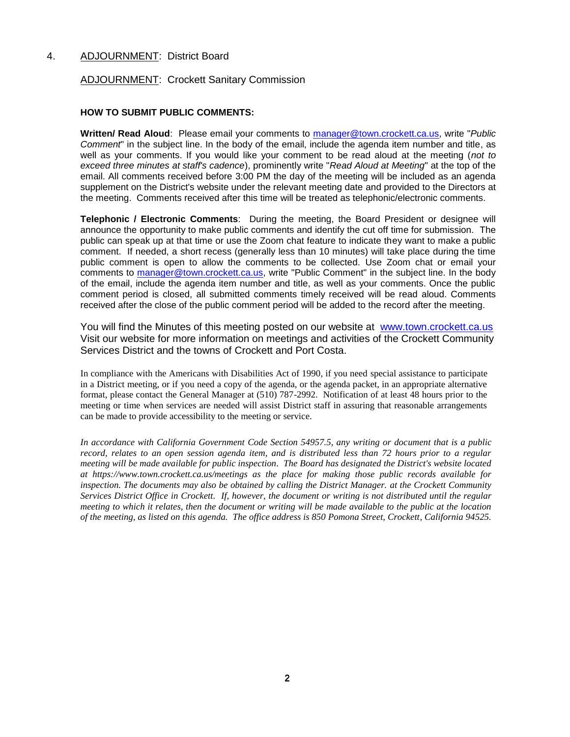4. ADJOURNMENT: District Board

ADJOURNMENT: Crockett Sanitary Commission

**HOW TO SUBMIT PUBLIC COMMENTS:**

**Written/ Read Aloud**: Please email your comments to manager@town.crockett.ca.us, write "*Public Comment*" in the subject line. In the body of the email, include the agenda item number and title, as well as your comments. If you would like your comment to be read aloud at the meeting (*not to exceed three minutes at staff's cadence*), prominently write "*Read Aloud at Meeting*" at the top of the email. All comments received before 3:00 PM the day of the meeting will be included as an agenda supplement on the District's website under the relevant meeting date and provided to the Directors at the meeting. Comments received after this time will be treated as telephonic/electronic comments.

**Telephonic / Electronic Comments**: During the meeting, the Board President or designee will announce the opportunity to make public comments and identify the cut off time for submission. The public can speak up at that time or use the Zoom chat feature to indicate they want to make a public comment. If needed, a short recess (generally less than 10 minutes) will take place during the time public comment is open to allow the comments to be collected. Use Zoom chat or email your comments to manager@town.crockett.ca.us, write "Public Comment" in the subject line. In the body of the email, include the agenda item number and title, as well as your comments. Once the public comment period is closed, all submitted comments timely received will be read aloud. Comments received after the close of the public comment period will be added to the record after the meeting.

You will find the Minutes of this meeting posted on our website at www.town.crockett.ca.us
Visit our website for more information on meetings and activities of the Crockett Community Services District and the towns of Crockett and Port Costa.

In compliance with the Americans with Disabilities Act of 1990, if you need special assistance to participate in a District meeting, or if you need a copy of the agenda, or the agenda packet, in an appropriate alternative format, please contact the General Manager at (510) 787-2992. Notification of at least 48 hours prior to the meeting or time when services are needed will assist District staff in assuring that reasonable arrangements can be made to provide accessibility to the meeting or service.

*In accordance with California Government Code Section 54957.5, any writing or document that is a public record, relates to an open session agenda item, and is distributed less than 72 hours prior to a regular meeting will be made available for public inspection. The Board has designated the District's website located at https://www.town.crockett.ca.us/meetings as the place for making those public records available for inspection. The documents may also be obtained by calling the District Manager. at the Crockett Community Services District Office in Crockett. If, however, the document or writing is not distributed until the regular meeting to which it relates, then the document or writing will be made available to the public at the location of the meeting, as listed on this agenda. The office address is 850 Pomona Street, Crockett, California 94525.*